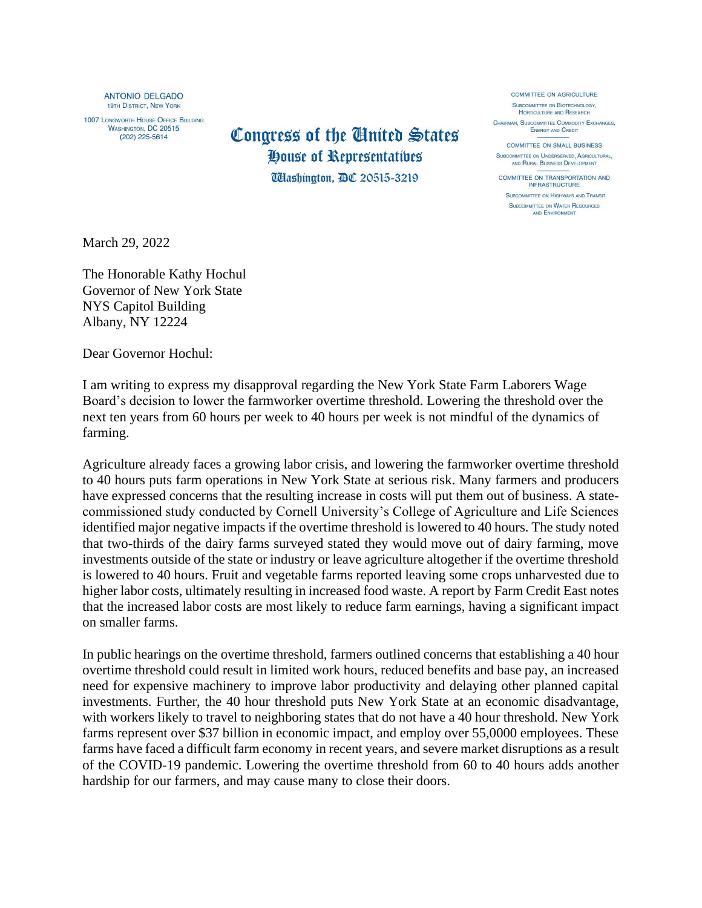ANTONIO DELGADO
19TH DISTRICT, NEW YORK

1007 LONGWORTH HOUSE OFFICE BUILDING
WASHINGTON, DC 20515
(202) 225-5614

**Congress of the United States**
**House of Representatives**
**Washington, DC 20515-3219**

COMMITTEE ON AGRICULTURE
SUBCOMMITTEE ON BIOTECHNOLOGY, HORTICULTURE AND RESEARCH
CHAIRMAN, SUBCOMMITTEE COMMODITY EXCHANGES, ENERGY AND CREDIT

COMMITTEE ON SMALL BUSINESS
SUBCOMMITTEE ON UNDERSERVED, AGRICULTURAL, AND RURAL BUSINESS DEVELOPMENT

COMMITTEE ON TRANSPORTATION AND INFRASTRUCTURE
SUBCOMMITTEE ON HIGHWAYS AND TRANSIT
SUBCOMMITTEE ON WATER RESOURCES AND ENVIRONMENT

March 29, 2022

The Honorable Kathy Hochul
Governor of New York State
NYS Capitol Building
Albany, NY 12224

Dear Governor Hochul:

I am writing to express my disapproval regarding the New York State Farm Laborers Wage Board's decision to lower the farmworker overtime threshold. Lowering the threshold over the next ten years from 60 hours per week to 40 hours per week is not mindful of the dynamics of farming.

Agriculture already faces a growing labor crisis, and lowering the farmworker overtime threshold to 40 hours puts farm operations in New York State at serious risk. Many farmers and producers have expressed concerns that the resulting increase in costs will put them out of business. A state-commissioned study conducted by Cornell University's College of Agriculture and Life Sciences identified major negative impacts if the overtime threshold is lowered to 40 hours. The study noted that two-thirds of the dairy farms surveyed stated they would move out of dairy farming, move investments outside of the state or industry or leave agriculture altogether if the overtime threshold is lowered to 40 hours. Fruit and vegetable farms reported leaving some crops unharvested due to higher labor costs, ultimately resulting in increased food waste. A report by Farm Credit East notes that the increased labor costs are most likely to reduce farm earnings, having a significant impact on smaller farms.

In public hearings on the overtime threshold, farmers outlined concerns that establishing a 40 hour overtime threshold could result in limited work hours, reduced benefits and base pay, an increased need for expensive machinery to improve labor productivity and delaying other planned capital investments. Further, the 40 hour threshold puts New York State at an economic disadvantage, with workers likely to travel to neighboring states that do not have a 40 hour threshold. New York farms represent over $37 billion in economic impact, and employ over 55,0000 employees. These farms have faced a difficult farm economy in recent years, and severe market disruptions as a result of the COVID-19 pandemic. Lowering the overtime threshold from 60 to 40 hours adds another hardship for our farmers, and may cause many to close their doors.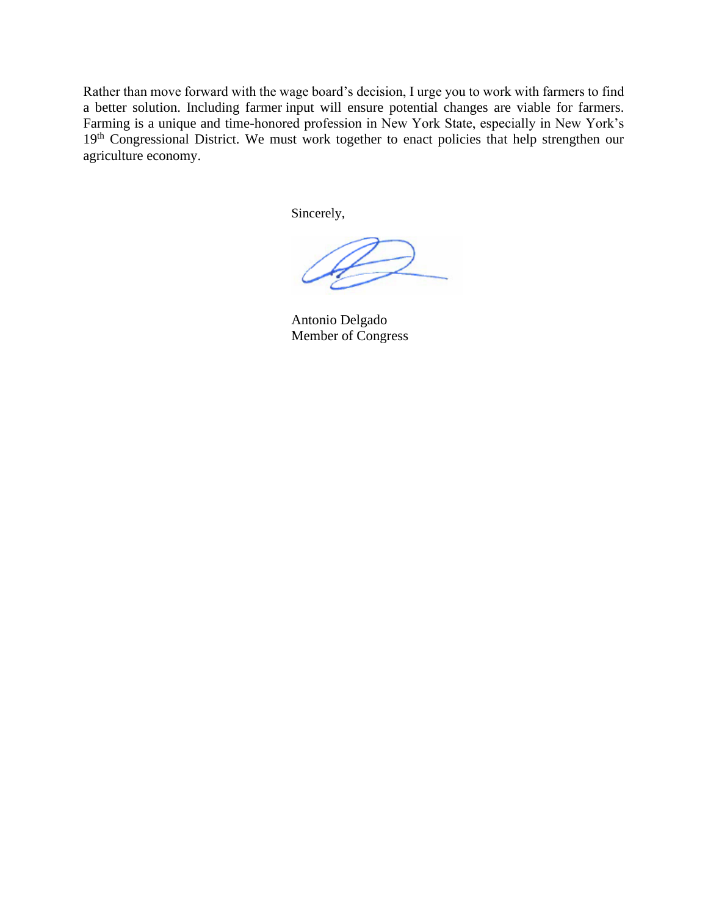Rather than move forward with the wage board's decision, I urge you to work with farmers to find a better solution. Including farmer input will ensure potential changes are viable for farmers. Farming is a unique and time-honored profession in New York State, especially in New York's 19th Congressional District. We must work together to enact policies that help strengthen our agriculture economy.

Sincerely,

Antonio Delgado
Member of Congress